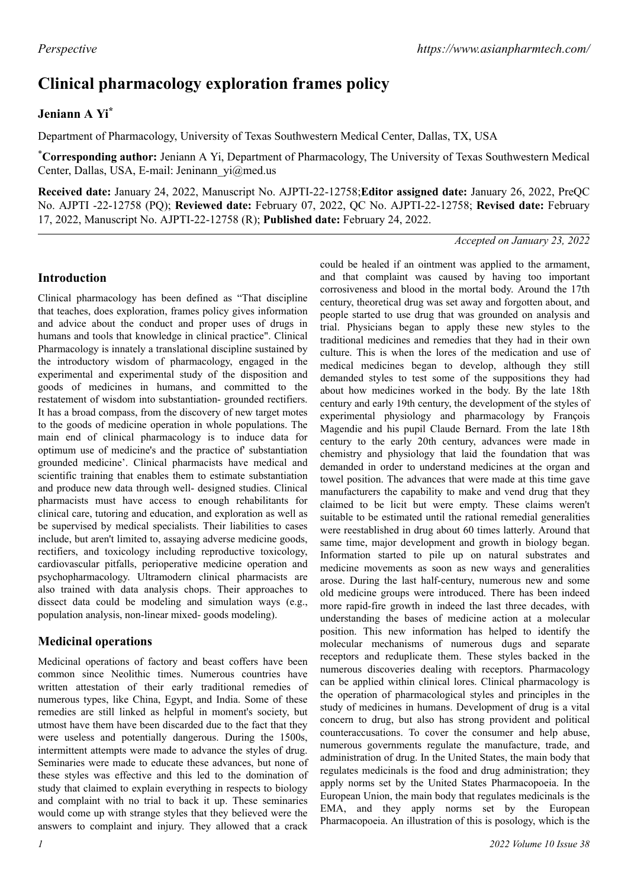# Clinical pharmacology exploration frames policy

**Jeniann A Yi***

Department of Pharmacology, University of Texas Southwestern Medical Center, Dallas, TX, USA

***Corresponding author:** Jeniann A Yi, Department of Pharmacology, The University of Texas Southwestern Medical Center, Dallas, USA, E-mail: Jeninann_yi@med.us

**Received date:** January 24, 2022, Manuscript No. AJPTI-22-12758;**Editor assigned date:** January 26, 2022, PreQC No. AJPTI -22-12758 (PQ); **Reviewed date:** February 07, 2022, QC No. AJPTI-22-12758; **Revised date:** February 17, 2022, Manuscript No. AJPTI-22-12758 (R); **Published date:** February 24, 2022.

*Accepted on January 23, 2022*

## Introduction

Clinical pharmacology has been defined as "That discipline that teaches, does exploration, frames policy gives information and advice about the conduct and proper uses of drugs in humans and tools that knowledge in clinical practice". Clinical Pharmacology is innately a translational discipline sustained by the introductory wisdom of pharmacology, engaged in the experimental and experimental study of the disposition and goods of medicines in humans, and committed to the restatement of wisdom into substantiation- grounded rectifiers. It has a broad compass, from the discovery of new target motes to the goods of medicine operation in whole populations. The main end of clinical pharmacology is to induce data for optimum use of medicine's and the practice of' substantiation grounded medicine'. Clinical pharmacists have medical and scientific training that enables them to estimate substantiation and produce new data through well- designed studies. Clinical pharmacists must have access to enough rehabilitants for clinical care, tutoring and education, and exploration as well as be supervised by medical specialists. Their liabilities to cases include, but aren't limited to, assaying adverse medicine goods, rectifiers, and toxicology including reproductive toxicology, cardiovascular pitfalls, perioperative medicine operation and psychopharmacology. Ultramodern clinical pharmacists are also trained with data analysis chops. Their approaches to dissect data could be modeling and simulation ways (e.g., population analysis, non-linear mixed- goods modeling).

## Medicinal operations

Medicinal operations of factory and beast coffers have been common since Neolithic times. Numerous countries have written attestation of their early traditional remedies of numerous types, like China, Egypt, and India. Some of these remedies are still linked as helpful in moment's society, but utmost have them have been discarded due to the fact that they were useless and potentially dangerous. During the 1500s, intermittent attempts were made to advance the styles of drug. Seminaries were made to educate these advances, but none of these styles was effective and this led to the domination of study that claimed to explain everything in respects to biology and complaint with no trial to back it up. These seminaries would come up with strange styles that they believed were the answers to complaint and injury. They allowed that a crack could be healed if an ointment was applied to the armament, and that complaint was caused by having too important corrosiveness and blood in the mortal body. Around the 17th century, theoretical drug was set away and forgotten about, and people started to use drug that was grounded on analysis and trial. Physicians began to apply these new styles to the traditional medicines and remedies that they had in their own culture. This is when the lores of the medication and use of medical medicines began to develop, although they still demanded styles to test some of the suppositions they had about how medicines worked in the body. By the late 18th century and early 19th century, the development of the styles of experimental physiology and pharmacology by François Magendie and his pupil Claude Bernard. From the late 18th century to the early 20th century, advances were made in chemistry and physiology that laid the foundation that was demanded in order to understand medicines at the organ and towel position. The advances that were made at this time gave manufacturers the capability to make and vend drug that they claimed to be licit but were empty. These claims weren't suitable to be estimated until the rational remedial generalities were reestablished in drug about 60 times latterly. Around that same time, major development and growth in biology began. Information started to pile up on natural substrates and medicine movements as soon as new ways and generalities arose. During the last half-century, numerous new and some old medicine groups were introduced. There has been indeed more rapid-fire growth in indeed the last three decades, with understanding the bases of medicine action at a molecular position. This new information has helped to identify the molecular mechanisms of numerous dugs and separate receptors and reduplicate them. These styles backed in the numerous discoveries dealing with receptors. Pharmacology can be applied within clinical lores. Clinical pharmacology is the operation of pharmacological styles and principles in the study of medicines in humans. Development of drug is a vital concern to drug, but also has strong provident and political counteraccusations. To cover the consumer and help abuse, numerous governments regulate the manufacture, trade, and administration of drug. In the United States, the main body that regulates medicinals is the food and drug administration; they apply norms set by the United States Pharmacopoeia. In the European Union, the main body that regulates medicinals is the EMA, and they apply norms set by the European Pharmacopoeia. An illustration of this is posology, which is the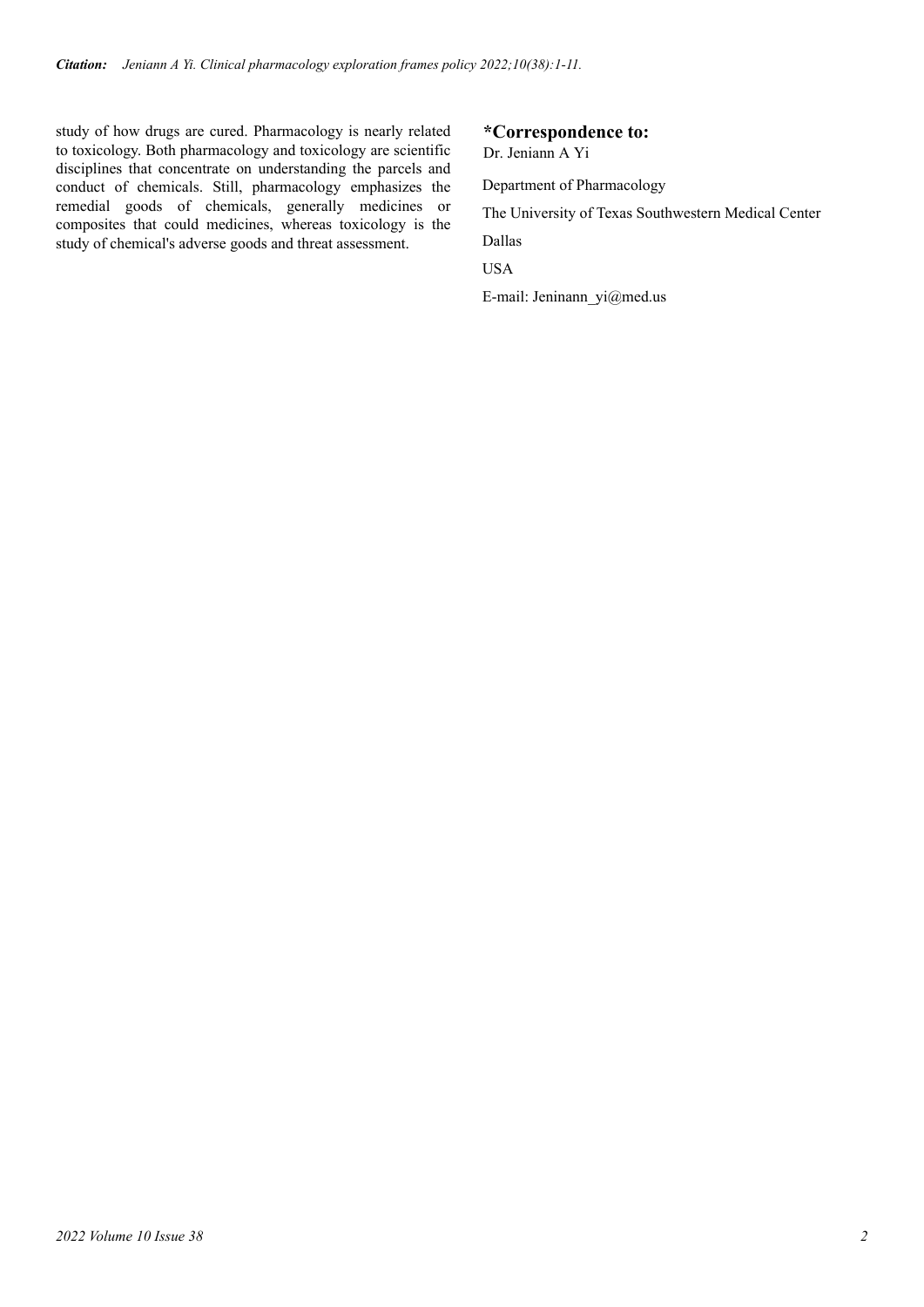study of how drugs are cured. Pharmacology is nearly related to toxicology. Both pharmacology and toxicology are scientific disciplines that concentrate on understanding the parcels and conduct of chemicals. Still, pharmacology emphasizes the remedial goods of chemicals, generally medicines or composites that could medicines, whereas toxicology is the study of chemical's adverse goods and threat assessment.

### *Correspondence to:

Dr. Jeniann A Yi

Department of Pharmacology

The University of Texas Southwestern Medical Center

Dallas

USA

E-mail: Jeninann_yi@med.us